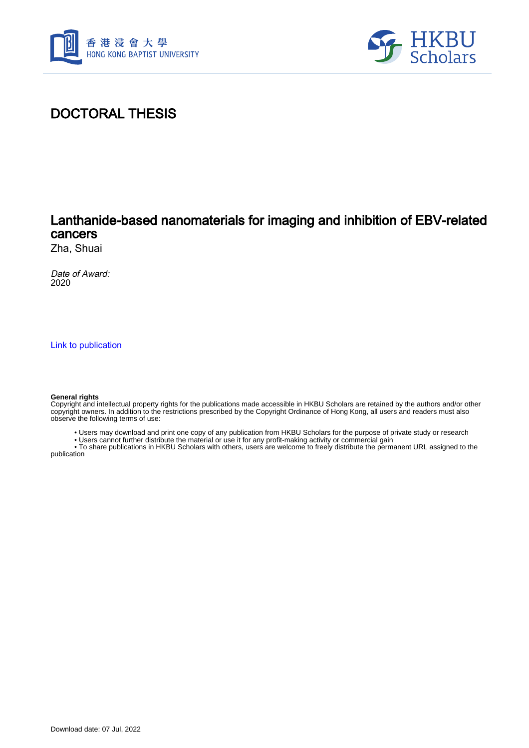# DOCTORAL THESIS

## Lanthanide-based nanomaterials for imaging and inhibition of EBV-related cancers

Zha, Shuai

*Date of Award:*
2020

Link to publication

**General rights**
Copyright and intellectual property rights for the publications made accessible in HKBU Scholars are retained by the authors and/or other copyright owners. In addition to the restrictions prescribed by the Copyright Ordinance of Hong Kong, all users and readers must also observe the following terms of use:

- Users may download and print one copy of any publication from HKBU Scholars for the purpose of private study or research
- Users cannot further distribute the material or use it for any profit-making activity or commercial gain
- To share publications in HKBU Scholars with others, users are welcome to freely distribute the permanent URL assigned to the publication

Download date: 07 Jul, 2022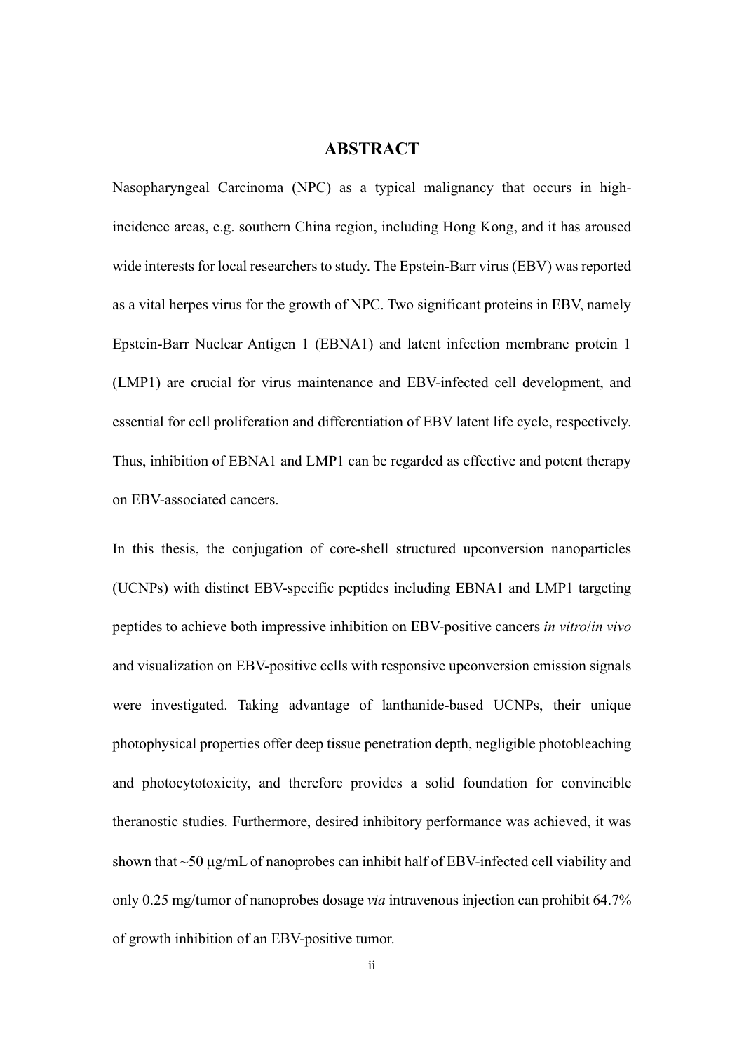# ABSTRACT

Nasopharyngeal Carcinoma (NPC) as a typical malignancy that occurs in high-incidence areas, e.g. southern China region, including Hong Kong, and it has aroused wide interests for local researchers to study. The Epstein-Barr virus (EBV) was reported as a vital herpes virus for the growth of NPC. Two significant proteins in EBV, namely Epstein-Barr Nuclear Antigen 1 (EBNA1) and latent infection membrane protein 1 (LMP1) are crucial for virus maintenance and EBV-infected cell development, and essential for cell proliferation and differentiation of EBV latent life cycle, respectively. Thus, inhibition of EBNA1 and LMP1 can be regarded as effective and potent therapy on EBV-associated cancers.

In this thesis, the conjugation of core-shell structured upconversion nanoparticles (UCNPs) with distinct EBV-specific peptides including EBNA1 and LMP1 targeting peptides to achieve both impressive inhibition on EBV-positive cancers *in vitro*/*in vivo* and visualization on EBV-positive cells with responsive upconversion emission signals were investigated. Taking advantage of lanthanide-based UCNPs, their unique photophysical properties offer deep tissue penetration depth, negligible photobleaching and photocytotoxicity, and therefore provides a solid foundation for convincible theranostic studies. Furthermore, desired inhibitory performance was achieved, it was shown that ~50 μg/mL of nanoprobes can inhibit half of EBV-infected cell viability and only 0.25 mg/tumor of nanoprobes dosage *via* intravenous injection can prohibit 64.7% of growth inhibition of an EBV-positive tumor.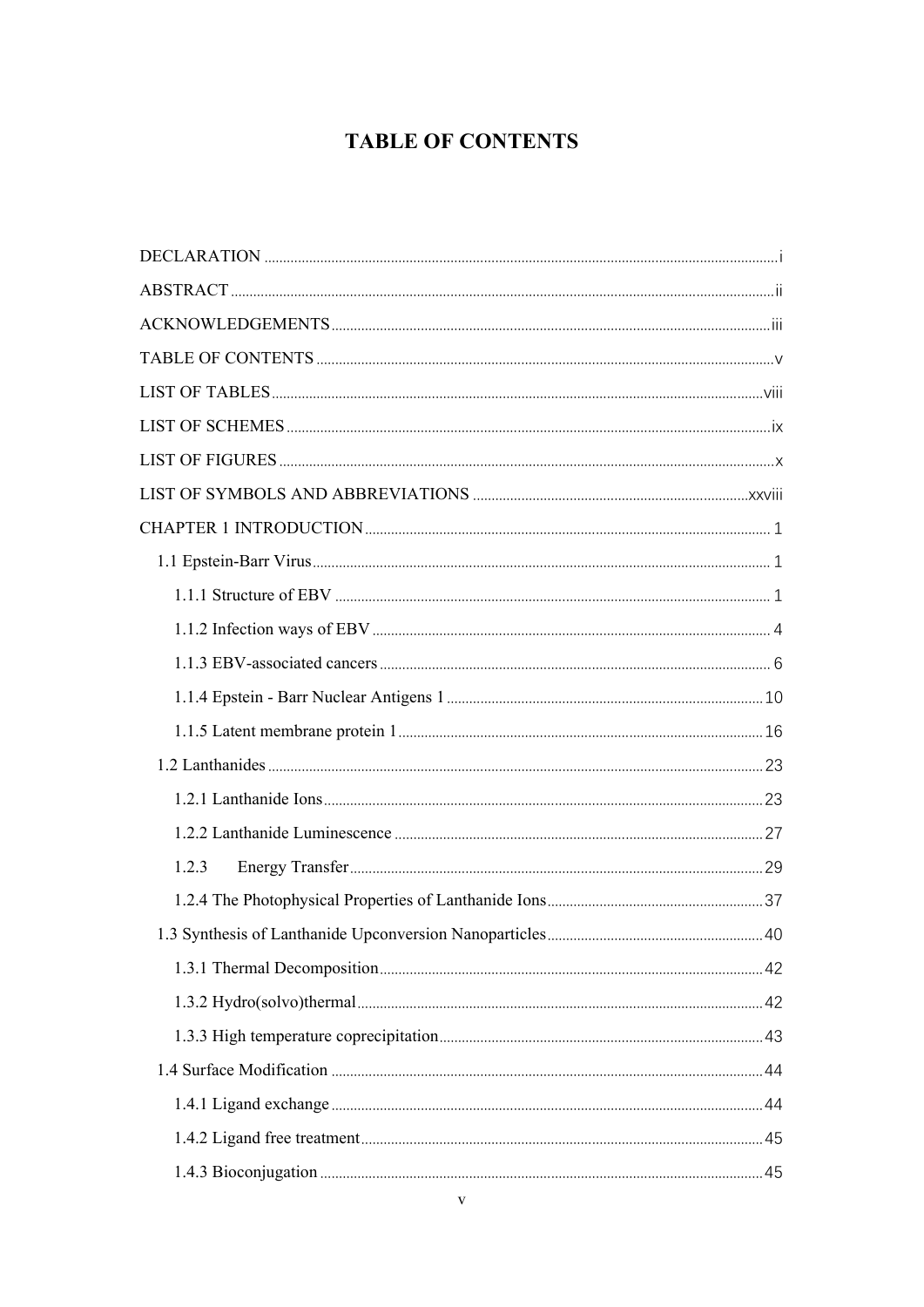# TABLE OF CONTENTS

DECLARATION ........ i

ABSTRACT ........ ii

ACKNOWLEDGEMENTS ........ iii

TABLE OF CONTENTS ........ v

LIST OF TABLES ........ viii

LIST OF SCHEMES ........ ix

LIST OF FIGURES ........ x

LIST OF SYMBOLS AND ABBREVIATIONS ........ xxviii

CHAPTER 1 INTRODUCTION ........ 1

- 1.1 Epstein-Barr Virus ........ 1
  - 1.1.1 Structure of EBV ........ 1
  - 1.1.2 Infection ways of EBV ........ 4
  - 1.1.3 EBV-associated cancers ........ 6
  - 1.1.4 Epstein - Barr Nuclear Antigens 1 ........ 10
  - 1.1.5 Latent membrane protein 1 ........ 16
- 1.2 Lanthanides ........ 23
  - 1.2.1 Lanthanide Ions ........ 23
  - 1.2.2 Lanthanide Luminescence ........ 27
  - 1.2.3 Energy Transfer ........ 29
  - 1.2.4 The Photophysical Properties of Lanthanide Ions ........ 37
- 1.3 Synthesis of Lanthanide Upconversion Nanoparticles ........ 40
  - 1.3.1 Thermal Decomposition ........ 42
  - 1.3.2 Hydro(solvo)thermal ........ 42
  - 1.3.3 High temperature coprecipitation ........ 43
- 1.4 Surface Modification ........ 44
  - 1.4.1 Ligand exchange ........ 44
  - 1.4.2 Ligand free treatment ........ 45
  - 1.4.3 Bioconjugation ........ 45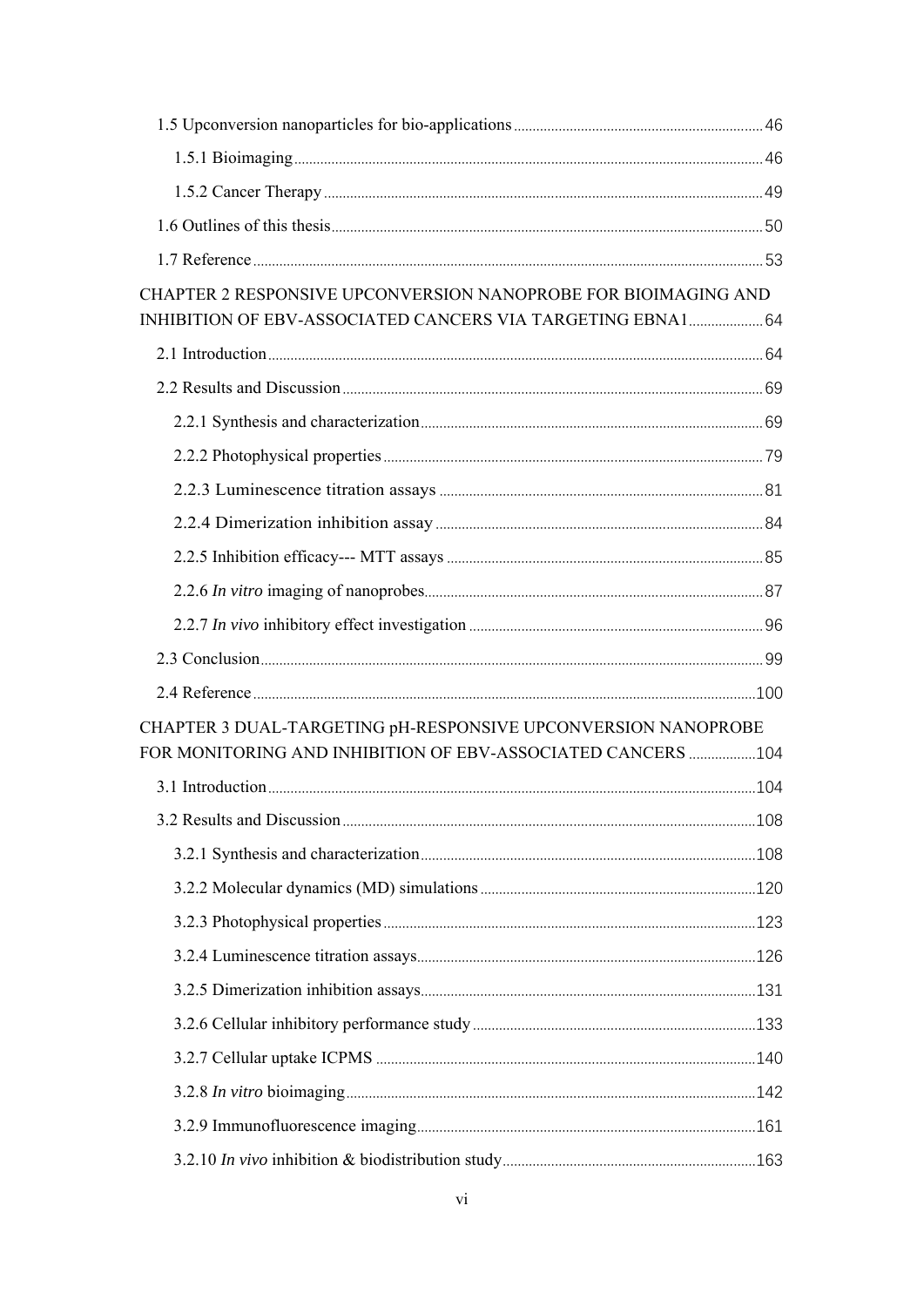1.5 Upconversion nanoparticles for bio-applications .................................................................. 46

1.5.1 Bioimaging ............................................................................................................ 46

1.5.2 Cancer Therapy ...................................................................................................... 49

1.6 Outlines of this thesis ................................................................................................... 50

1.7 Reference ...................................................................................................................... 53

CHAPTER 2 RESPONSIVE UPCONVERSION NANOPROBE FOR BIOIMAGING AND INHIBITION OF EBV-ASSOCIATED CANCERS VIA TARGETING EBNA1 .................... 64

2.1 Introduction ................................................................................................................... 64

2.2 Results and Discussion ................................................................................................. 69

2.2.1 Synthesis and characterization ............................................................................. 69

2.2.2 Photophysical properties ....................................................................................... 79

2.2.3 Luminescence titration assays .............................................................................. 81

2.2.4 Dimerization inhibition assay ............................................................................... 84

2.2.5 Inhibition efficacy--- MTT assays ........................................................................ 85

2.2.6 *In vitro* imaging of nanoprobes ............................................................................. 87

2.2.7 *In vivo* inhibitory effect investigation ................................................................... 96

2.3 Conclusion ..................................................................................................................... 99

2.4 Reference ..................................................................................................................... 100

CHAPTER 3 DUAL-TARGETING pH-RESPONSIVE UPCONVERSION NANOPROBE FOR MONITORING AND INHIBITION OF EBV-ASSOCIATED CANCERS .................. 104

3.1 Introduction ................................................................................................................. 104

3.2 Results and Discussion ............................................................................................... 108

3.2.1 Synthesis and characterization ............................................................................ 108

3.2.2 Molecular dynamics (MD) simulations ............................................................... 120

3.2.3 Photophysical properties ...................................................................................... 123

3.2.4 Luminescence titration assays .............................................................................. 126

3.2.5 Dimerization inhibition assays ............................................................................. 131

3.2.6 Cellular inhibitory performance study ................................................................. 133

3.2.7 Cellular uptake ICPMS ........................................................................................ 140

3.2.8 *In vitro* bioimaging ................................................................................................. 142

3.2.9 Immunofluorescence imaging .............................................................................. 161

3.2.10 *In vivo* inhibition & biodistribution study ............................................................ 163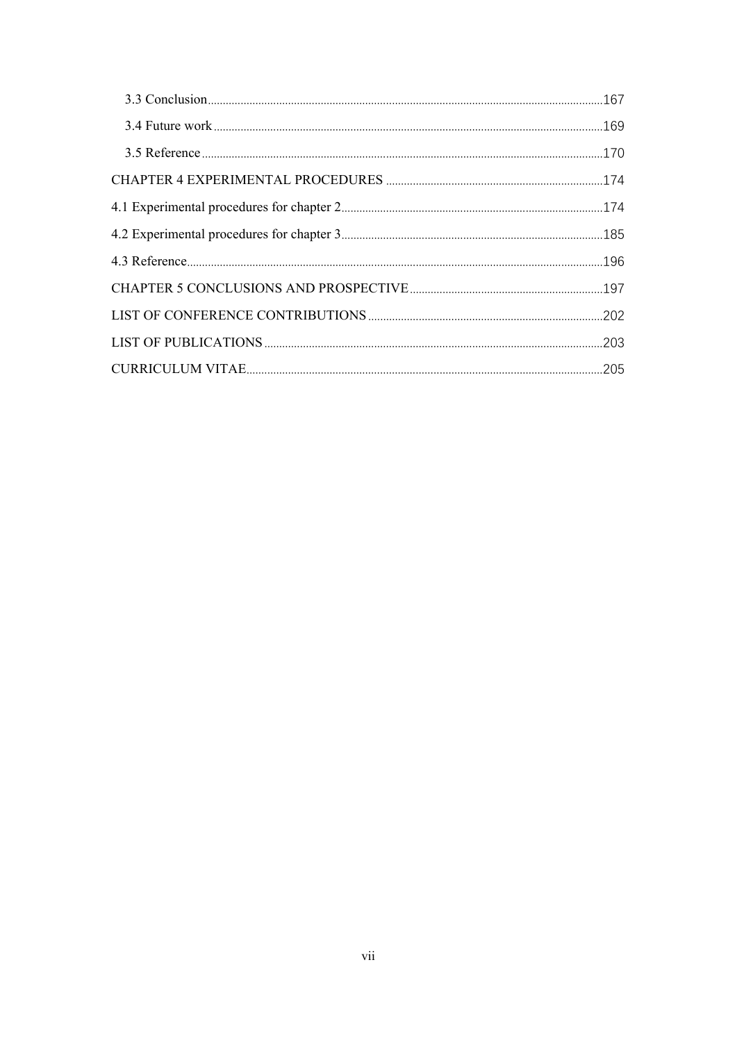3.3 Conclusion .......... 167

3.4 Future work .......... 169

3.5 Reference .......... 170

CHAPTER 4 EXPERIMENTAL PROCEDURES .......... 174

4.1 Experimental procedures for chapter 2 .......... 174

4.2 Experimental procedures for chapter 3 .......... 185

4.3 Reference .......... 196

CHAPTER 5 CONCLUSIONS AND PROSPECTIVE .......... 197

LIST OF CONFERENCE CONTRIBUTIONS .......... 202

LIST OF PUBLICATIONS .......... 203

CURRICULUM VITAE .......... 205